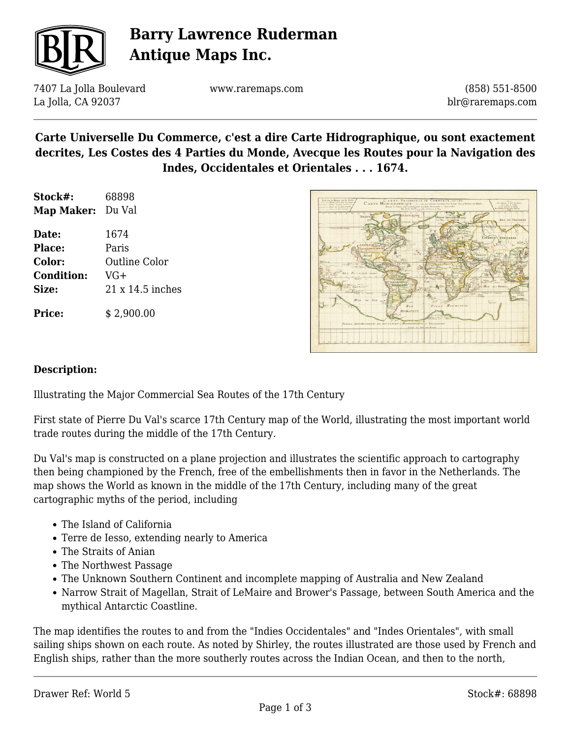# Barry Lawrence Ruderman Antique Maps Inc.

7407 La Jolla Boulevard
La Jolla, CA 92037

www.raremaps.com

(858) 551-8500
blr@raremaps.com

## Carte Universelle Du Commerce, c'est a dire Carte Hidrographique, ou sont exactement decrites, Les Costes des 4 Parties du Monde, Avecque les Routes pour la Navigation des Indes, Occidentales et Orientales . . . 1674.

**Stock#:** 68898
**Map Maker:** Du Val

**Date:** 1674
**Place:** Paris
**Color:** Outline Color
**Condition:** VG+
**Size:** 21 x 14.5 inches

**Price:** $ 2,900.00

### Description:

Illustrating the Major Commercial Sea Routes of the 17th Century

First state of Pierre Du Val's scarce 17th Century map of the World, illustrating the most important world trade routes during the middle of the 17th Century.

Du Val's map is constructed on a plane projection and illustrates the scientific approach to cartography then being championed by the French, free of the embellishments then in favor in the Netherlands. The map shows the World as known in the middle of the 17th Century, including many of the great cartographic myths of the period, including

- The Island of California
- Terre de Iesso, extending nearly to America
- The Straits of Anian
- The Northwest Passage
- The Unknown Southern Continent and incomplete mapping of Australia and New Zealand
- Narrow Strait of Magellan, Strait of LeMaire and Brower's Passage, between South America and the mythical Antarctic Coastline.

The map identifies the routes to and from the "Indies Occidentales" and "Indes Orientales", with small sailing ships shown on each route. As noted by Shirley, the routes illustrated are those used by French and English ships, rather than the more southerly routes across the Indian Ocean, and then to the north,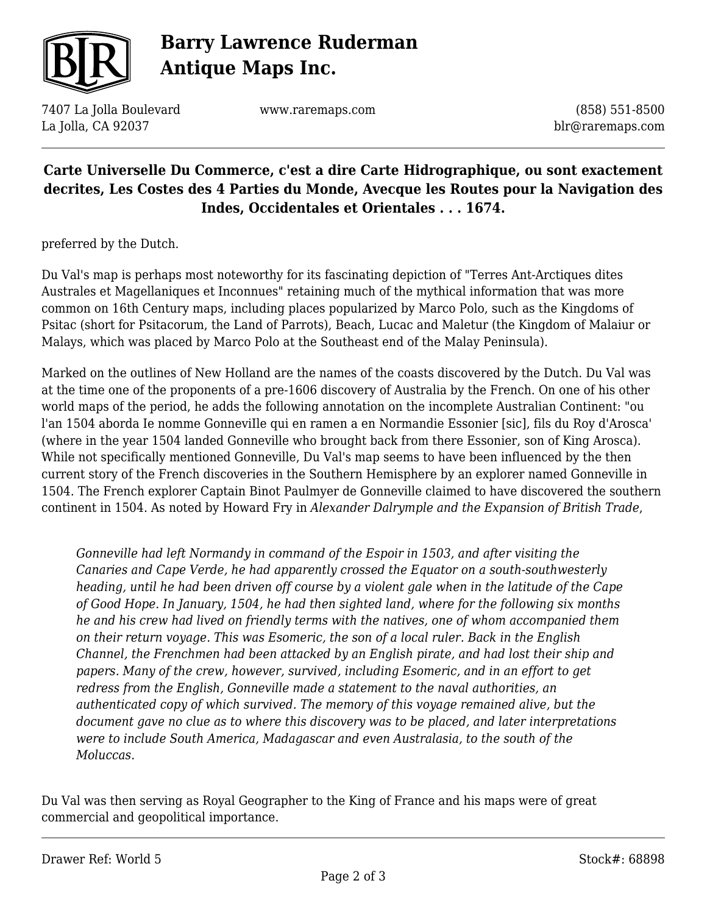preferred by the Dutch.

Du Val's map is perhaps most noteworthy for its fascinating depiction of "Terres Ant-Arctiques dites Australes et Magellaniques et Inconnues" retaining much of the mythical information that was more common on 16th Century maps, including places popularized by Marco Polo, such as the Kingdoms of Psitac (short for Psitacorum, the Land of Parrots), Beach, Lucac and Maletur (the Kingdom of Malaiur or Malays, which was placed by Marco Polo at the Southeast end of the Malay Peninsula).

Marked on the outlines of New Holland are the names of the coasts discovered by the Dutch. Du Val was at the time one of the proponents of a pre-1606 discovery of Australia by the French. On one of his other world maps of the period, he adds the following annotation on the incomplete Australian Continent: "ou l'an 1504 aborda Ie nomme Gonneville qui en ramen a en Normandie Essonier [sic], fils du Roy d'Arosca' (where in the year 1504 landed Gonneville who brought back from there Essonier, son of King Arosca). While not specifically mentioned Gonneville, Du Val's map seems to have been influenced by the then current story of the French discoveries in the Southern Hemisphere by an explorer named Gonneville in 1504. The French explorer Captain Binot Paulmyer de Gonneville claimed to have discovered the southern continent in 1504. As noted by Howard Fry in *Alexander Dalrymple and the Expansion of British Trade*,

> *Gonneville had left Normandy in command of the Espoir in 1503, and after visiting the Canaries and Cape Verde, he had apparently crossed the Equator on a south-southwesterly heading, until he had been driven off course by a violent gale when in the latitude of the Cape of Good Hope. In January, 1504, he had then sighted land, where for the following six months he and his crew had lived on friendly terms with the natives, one of whom accompanied them on their return voyage. This was Esomeric, the son of a local ruler. Back in the English Channel, the Frenchmen had been attacked by an English pirate, and had lost their ship and papers. Many of the crew, however, survived, including Esomeric, and in an effort to get redress from the English, Gonneville made a statement to the naval authorities, an authenticated copy of which survived. The memory of this voyage remained alive, but the document gave no clue as to where this discovery was to be placed, and later interpretations were to include South America, Madagascar and even Australasia, to the south of the Moluccas.*

Du Val was then serving as Royal Geographer to the King of France and his maps were of great commercial and geopolitical importance.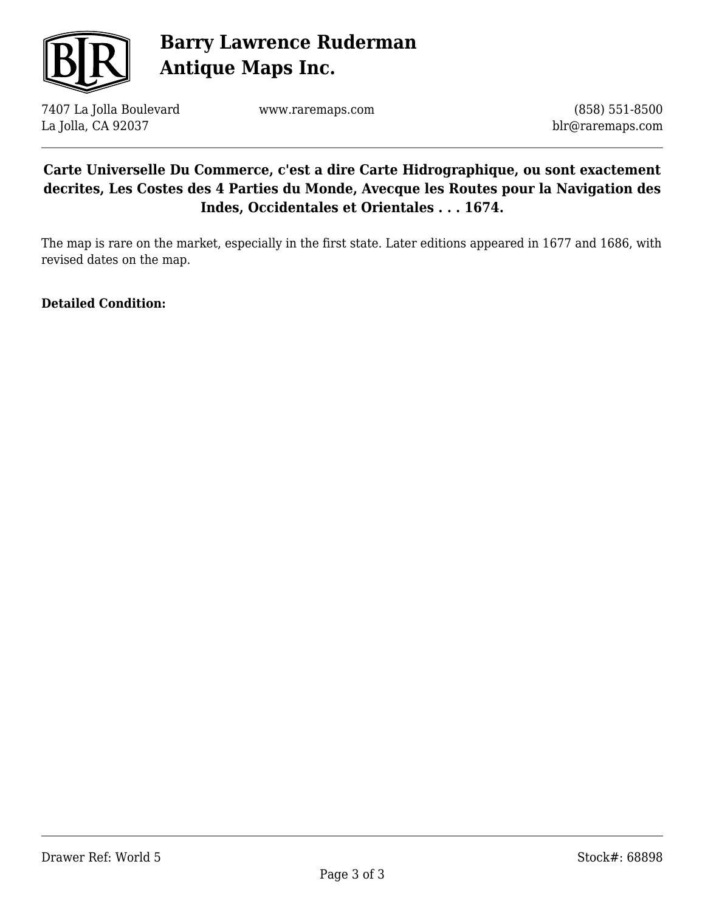**Carte Universelle Du Commerce, c'est a dire Carte Hidrographique, ou sont exactement decrites, Les Costes des 4 Parties du Monde, Avecque les Routes pour la Navigation des Indes, Occidentales et Orientales . . . 1674.**

The map is rare on the market, especially in the first state. Later editions appeared in 1677 and 1686, with revised dates on the map.

**Detailed Condition:**